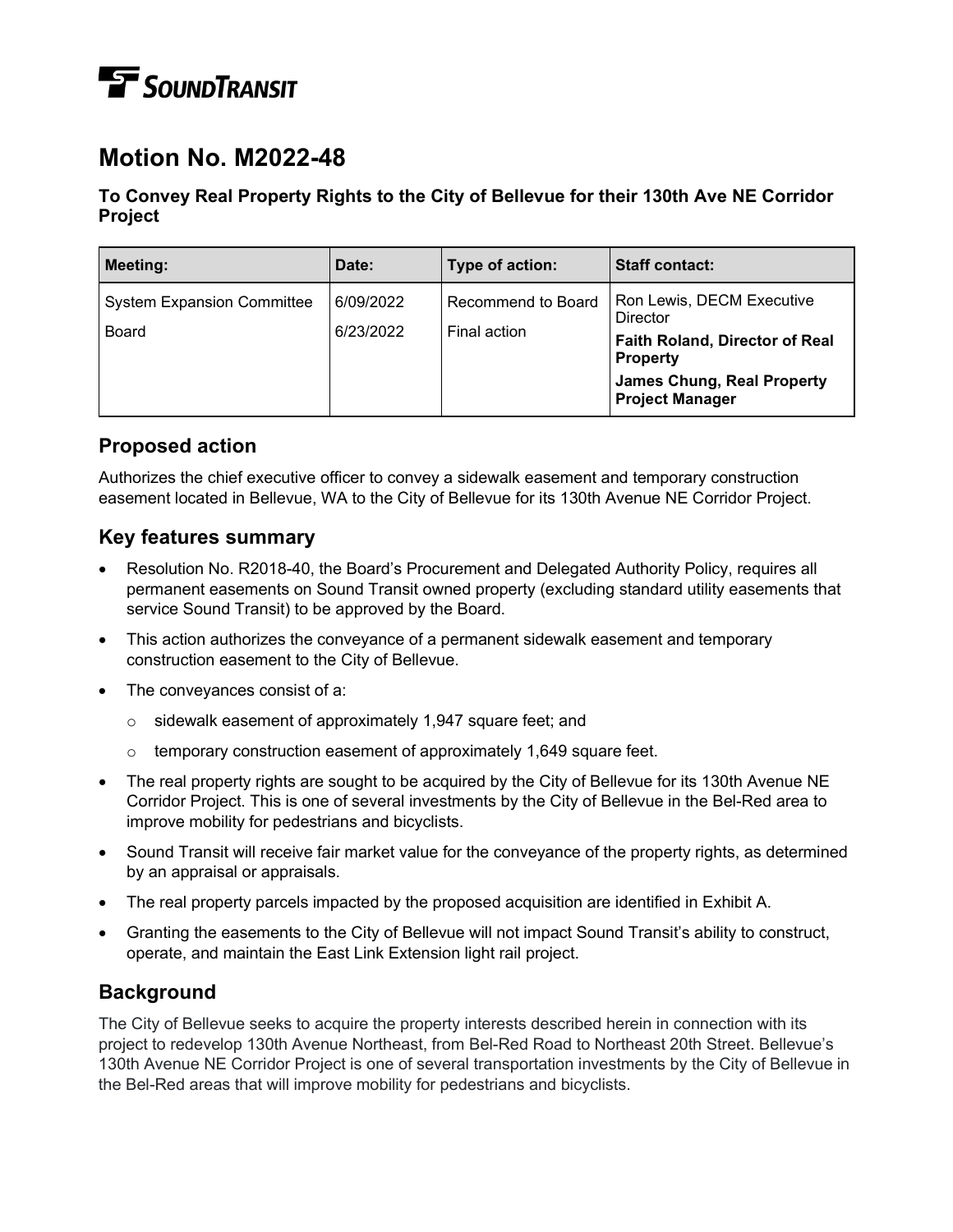SOUNDTRANSIT

# Motion No. M2022-48

### To Convey Real Property Rights to the City of Bellevue for their 130th Ave NE Corridor Project

| Meeting: | Date: | Type of action: | Staff contact: |
|---|---|---|---|
| System Expansion Committee<br>Board | 6/09/2022<br>6/23/2022 | Recommend to Board<br>Final action | Ron Lewis, DECM Executive Director<br>**Faith Roland, Director of Real Property**<br>**James Chung, Real Property Project Manager** |

## Proposed action

Authorizes the chief executive officer to convey a sidewalk easement and temporary construction easement located in Bellevue, WA to the City of Bellevue for its 130th Avenue NE Corridor Project.

## Key features summary

- Resolution No. R2018-40, the Board's Procurement and Delegated Authority Policy, requires all permanent easements on Sound Transit owned property (excluding standard utility easements that service Sound Transit) to be approved by the Board.
- This action authorizes the conveyance of a permanent sidewalk easement and temporary construction easement to the City of Bellevue.
- The conveyances consist of a:
  - sidewalk easement of approximately 1,947 square feet; and
  - temporary construction easement of approximately 1,649 square feet.
- The real property rights are sought to be acquired by the City of Bellevue for its 130th Avenue NE Corridor Project. This is one of several investments by the City of Bellevue in the Bel-Red area to improve mobility for pedestrians and bicyclists.
- Sound Transit will receive fair market value for the conveyance of the property rights, as determined by an appraisal or appraisals.
- The real property parcels impacted by the proposed acquisition are identified in Exhibit A.
- Granting the easements to the City of Bellevue will not impact Sound Transit's ability to construct, operate, and maintain the East Link Extension light rail project.

## Background

The City of Bellevue seeks to acquire the property interests described herein in connection with its project to redevelop 130th Avenue Northeast, from Bel-Red Road to Northeast 20th Street. Bellevue's 130th Avenue NE Corridor Project is one of several transportation investments by the City of Bellevue in the Bel-Red areas that will improve mobility for pedestrians and bicyclists.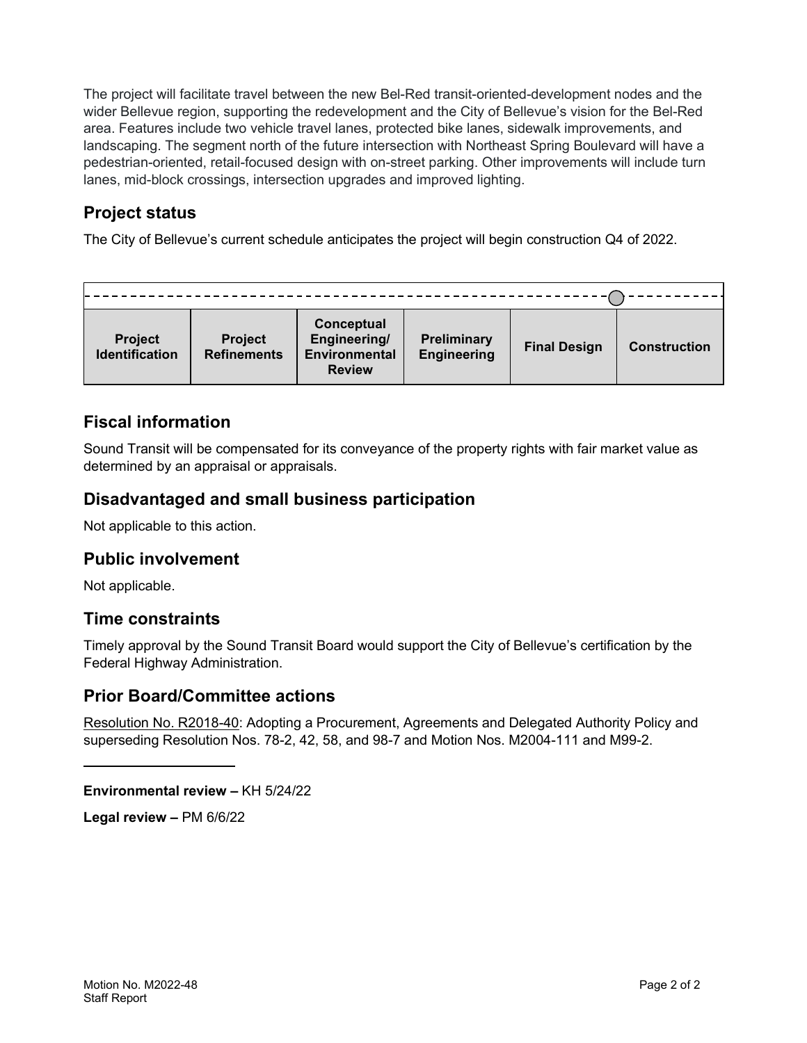The project will facilitate travel between the new Bel-Red transit-oriented-development nodes and the wider Bellevue region, supporting the redevelopment and the City of Bellevue's vision for the Bel-Red area. Features include two vehicle travel lanes, protected bike lanes, sidewalk improvements, and landscaping. The segment north of the future intersection with Northeast Spring Boulevard will have a pedestrian-oriented, retail-focused design with on-street parking. Other improvements will include turn lanes, mid-block crossings, intersection upgrades and improved lighting.

## Project status

The City of Bellevue's current schedule anticipates the project will begin construction Q4 of 2022.

| Project Identification | Project Refinements | Conceptual Engineering/ Environmental Review | Preliminary Engineering | Final Design | Construction |
|---|---|---|---|---|---|
| | | | | | ○ |

## Fiscal information

Sound Transit will be compensated for its conveyance of the property rights with fair market value as determined by an appraisal or appraisals.

## Disadvantaged and small business participation

Not applicable to this action.

## Public involvement

Not applicable.

## Time constraints

Timely approval by the Sound Transit Board would support the City of Bellevue's certification by the Federal Highway Administration.

## Prior Board/Committee actions

Resolution No. R2018-40: Adopting a Procurement, Agreements and Delegated Authority Policy and superseding Resolution Nos. 78-2, 42, 58, and 98-7 and Motion Nos. M2004-111 and M99-2.

---

**Environmental review –** KH 5/24/22

**Legal review –** PM 6/6/22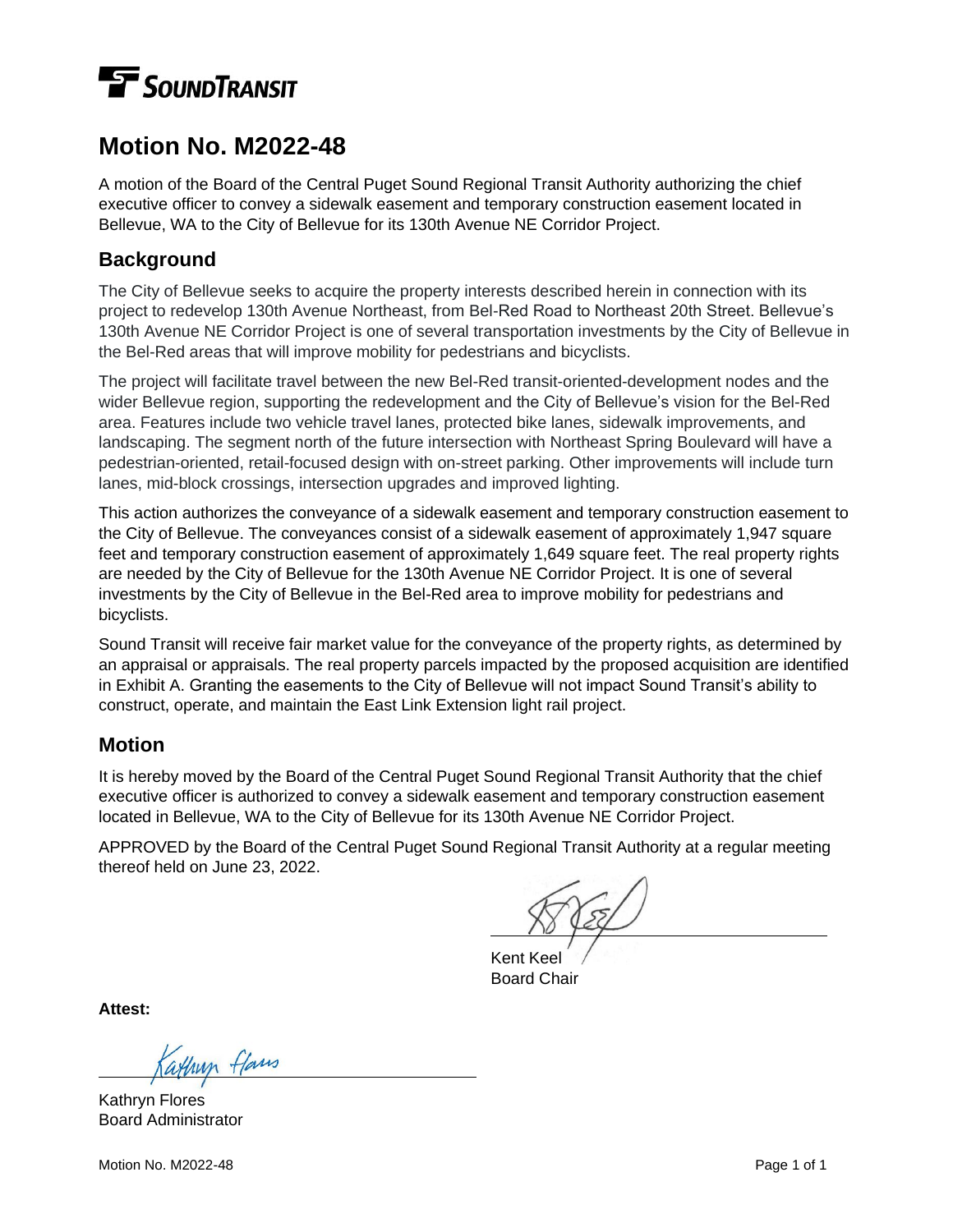**SOUNDTRANSIT**

# Motion No. M2022-48

A motion of the Board of the Central Puget Sound Regional Transit Authority authorizing the chief executive officer to convey a sidewalk easement and temporary construction easement located in Bellevue, WA to the City of Bellevue for its 130th Avenue NE Corridor Project.

## Background

The City of Bellevue seeks to acquire the property interests described herein in connection with its project to redevelop 130th Avenue Northeast, from Bel-Red Road to Northeast 20th Street. Bellevue's 130th Avenue NE Corridor Project is one of several transportation investments by the City of Bellevue in the Bel-Red areas that will improve mobility for pedestrians and bicyclists.

The project will facilitate travel between the new Bel-Red transit-oriented-development nodes and the wider Bellevue region, supporting the redevelopment and the City of Bellevue's vision for the Bel-Red area. Features include two vehicle travel lanes, protected bike lanes, sidewalk improvements, and landscaping. The segment north of the future intersection with Northeast Spring Boulevard will have a pedestrian-oriented, retail-focused design with on-street parking. Other improvements will include turn lanes, mid-block crossings, intersection upgrades and improved lighting.

This action authorizes the conveyance of a sidewalk easement and temporary construction easement to the City of Bellevue. The conveyances consist of a sidewalk easement of approximately 1,947 square feet and temporary construction easement of approximately 1,649 square feet. The real property rights are needed by the City of Bellevue for the 130th Avenue NE Corridor Project. It is one of several investments by the City of Bellevue in the Bel-Red area to improve mobility for pedestrians and bicyclists.

Sound Transit will receive fair market value for the conveyance of the property rights, as determined by an appraisal or appraisals. The real property parcels impacted by the proposed acquisition are identified in Exhibit A. Granting the easements to the City of Bellevue will not impact Sound Transit's ability to construct, operate, and maintain the East Link Extension light rail project.

## Motion

It is hereby moved by the Board of the Central Puget Sound Regional Transit Authority that the chief executive officer is authorized to convey a sidewalk easement and temporary construction easement located in Bellevue, WA to the City of Bellevue for its 130th Avenue NE Corridor Project.

APPROVED by the Board of the Central Puget Sound Regional Transit Authority at a regular meeting thereof held on June 23, 2022.

Kent Keel
Board Chair

**Attest:**

Kathryn Flores
Board Administrator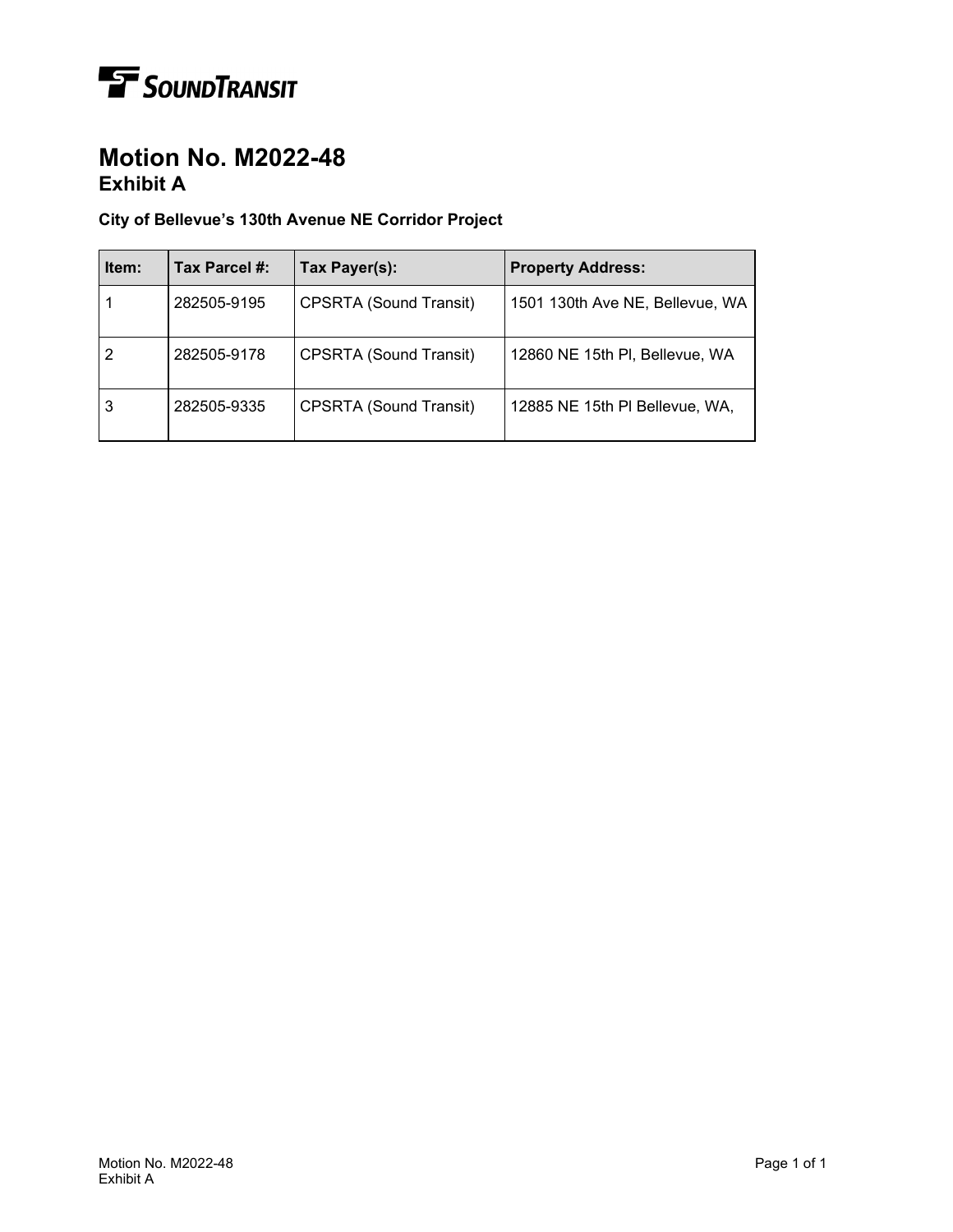SoundTransit

# Motion No. M2022-48
## Exhibit A

**City of Bellevue's 130th Avenue NE Corridor Project**

| Item: | Tax Parcel #: | Tax Payer(s): | Property Address: |
|---|---|---|---|
| 1 | 282505-9195 | CPSRTA (Sound Transit) | 1501 130th Ave NE, Bellevue, WA |
| 2 | 282505-9178 | CPSRTA (Sound Transit) | 12860 NE 15th Pl, Bellevue, WA |
| 3 | 282505-9335 | CPSRTA (Sound Transit) | 12885 NE 15th Pl Bellevue, WA, |